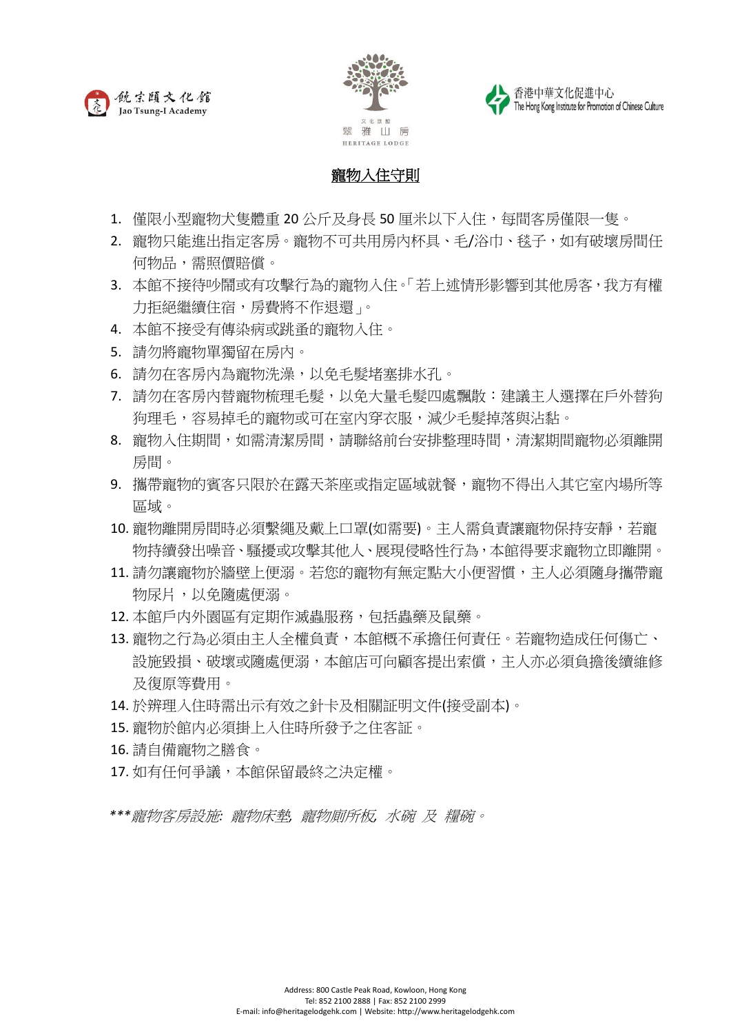# 寵物入住守則

1. 僅限小型寵物犬隻體重 20 公斤及身長 50 厘米以下入住，每間客房僅限一隻。
2. 寵物只能進出指定客房。寵物不可共用房內杯具、毛/浴巾、毯子，如有破壞房間任何物品，需照價賠償。
3. 本館不接待吵鬧或有攻擊行為的寵物入住。「若上述情形影響到其他房客，我方有權力拒絕繼續住宿，房費將不作退還」。
4. 本館不接受有傳染病或跳蚤的寵物入住。
5. 請勿將寵物單獨留在房內。
6. 請勿在客房內為寵物洗澡，以免毛髮堵塞排水孔。
7. 請勿在客房內替寵物梳理毛髮，以免大量毛髮四處飄散：建議主人選擇在戶外替狗狗理毛，容易掉毛的寵物或可在室內穿衣服，減少毛髮掉落與沾黏。
8. 寵物入住期間，如需清潔房間，請聯絡前台安排整理時間，清潔期間寵物必須離開房間。
9. 攜帶寵物的賓客只限於在露天茶座或指定區域就餐，寵物不得出入其它室內場所等區域。
10. 寵物離開房間時必須繫繩及戴上口罩(如需要)。主人需負責讓寵物保持安靜，若寵物持續發出噪音、騷擾或攻擊其他人、展現侵略性行為，本館得要求寵物立即離開。
11. 請勿讓寵物於牆壁上便溺。若您的寵物有無定點大小便習慣，主人必須隨身攜帶寵物尿片，以免隨處便溺。
12. 本館戶內外園區有定期作滅蟲服務，包括蟲藥及鼠藥。
13. 寵物之行為必須由主人全權負責，本館概不承擔任何責任。若寵物造成任何傷亡、設施毀損、破壞或隨處便溺，本館店可向顧客提出索償，主人亦必須負擔後續維修及復原等費用。
14. 於辦理入住時需出示有效之針卡及相關証明文件(接受副本)。
15. 寵物於館內必須掛上入住時所發予之住客証。
16. 請自備寵物之膳食。
17. 如有任何爭議，本館保留最終之決定權。

****寵物客房設施: 寵物床墊, 寵物廁所板, 水碗 及 糧碗。*

Address: 800 Castle Peak Road, Kowloon, Hong Kong
Tel: 852 2100 2888 | Fax: 852 2100 2999
E-mail: info@heritagelodgehk.com | Website: http://www.heritagelodgehk.com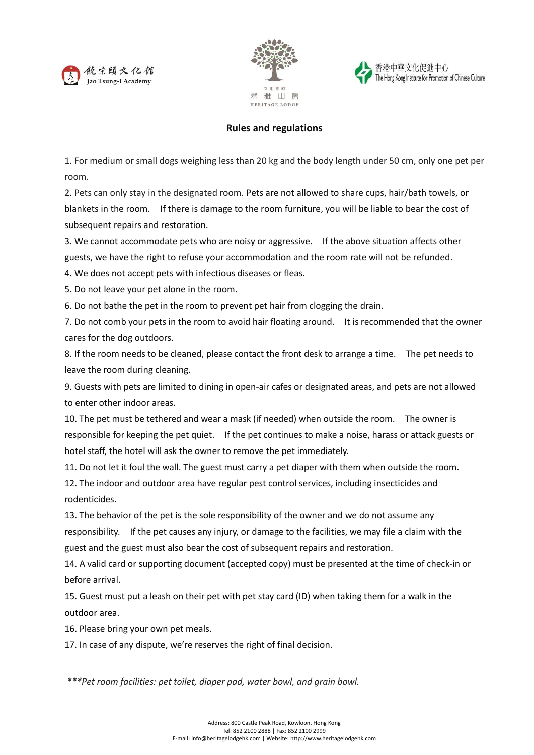## Rules and regulations

1. For medium or small dogs weighing less than 20 kg and the body length under 50 cm, only one pet per room.
2. Pets can only stay in the designated room. Pets are not allowed to share cups, hair/bath towels, or blankets in the room. If there is damage to the room furniture, you will be liable to bear the cost of subsequent repairs and restoration.
3. We cannot accommodate pets who are noisy or aggressive. If the above situation affects other guests, we have the right to refuse your accommodation and the room rate will not be refunded.
4. We does not accept pets with infectious diseases or fleas.
5. Do not leave your pet alone in the room.
6. Do not bathe the pet in the room to prevent pet hair from clogging the drain.
7. Do not comb your pets in the room to avoid hair floating around. It is recommended that the owner cares for the dog outdoors.
8. If the room needs to be cleaned, please contact the front desk to arrange a time. The pet needs to leave the room during cleaning.
9. Guests with pets are limited to dining in open-air cafes or designated areas, and pets are not allowed to enter other indoor areas.
10. The pet must be tethered and wear a mask (if needed) when outside the room. The owner is responsible for keeping the pet quiet. If the pet continues to make a noise, harass or attack guests or hotel staff, the hotel will ask the owner to remove the pet immediately.
11. Do not let it foul the wall. The guest must carry a pet diaper with them when outside the room.
12. The indoor and outdoor area have regular pest control services, including insecticides and rodenticides.
13. The behavior of the pet is the sole responsibility of the owner and we do not assume any responsibility. If the pet causes any injury, or damage to the facilities, we may file a claim with the guest and the guest must also bear the cost of subsequent repairs and restoration.
14. A valid card or supporting document (accepted copy) must be presented at the time of check-in or before arrival.
15. Guest must put a leash on their pet with pet stay card (ID) when taking them for a walk in the outdoor area.
16. Please bring your own pet meals.
17. In case of any dispute, we're reserves the right of final decision.

*\*\*\*Pet room facilities: pet toilet, diaper pad, water bowl, and grain bowl.*